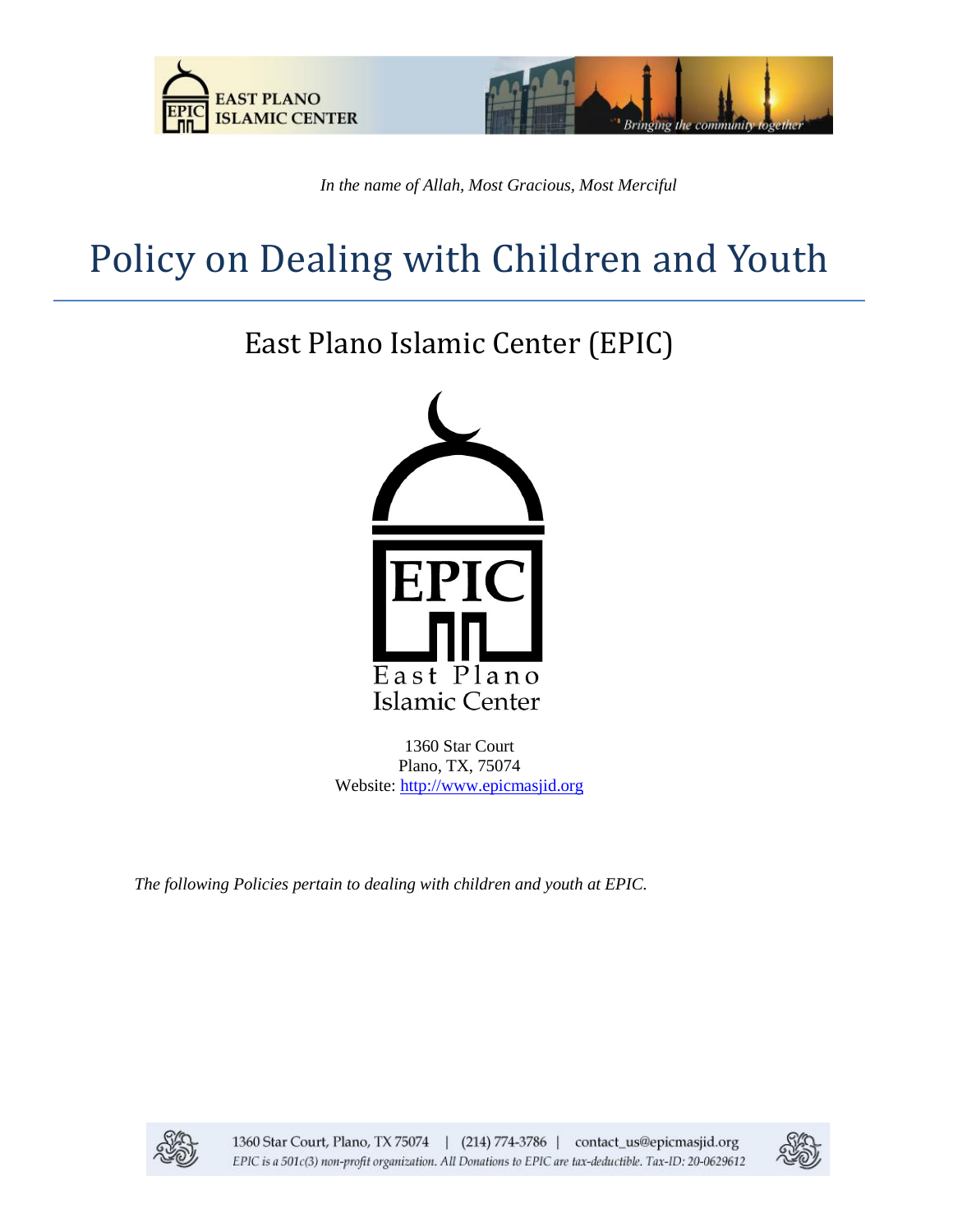*In the name of Allah, Most Gracious, Most Merciful*

# Policy on Dealing with Children and Youth

## East Plano Islamic Center (EPIC)

East Plano
Islamic Center

1360 Star Court
Plano, TX, 75074
Website: http://www.epicmasjid.org

*The following Policies pertain to dealing with children and youth at EPIC.*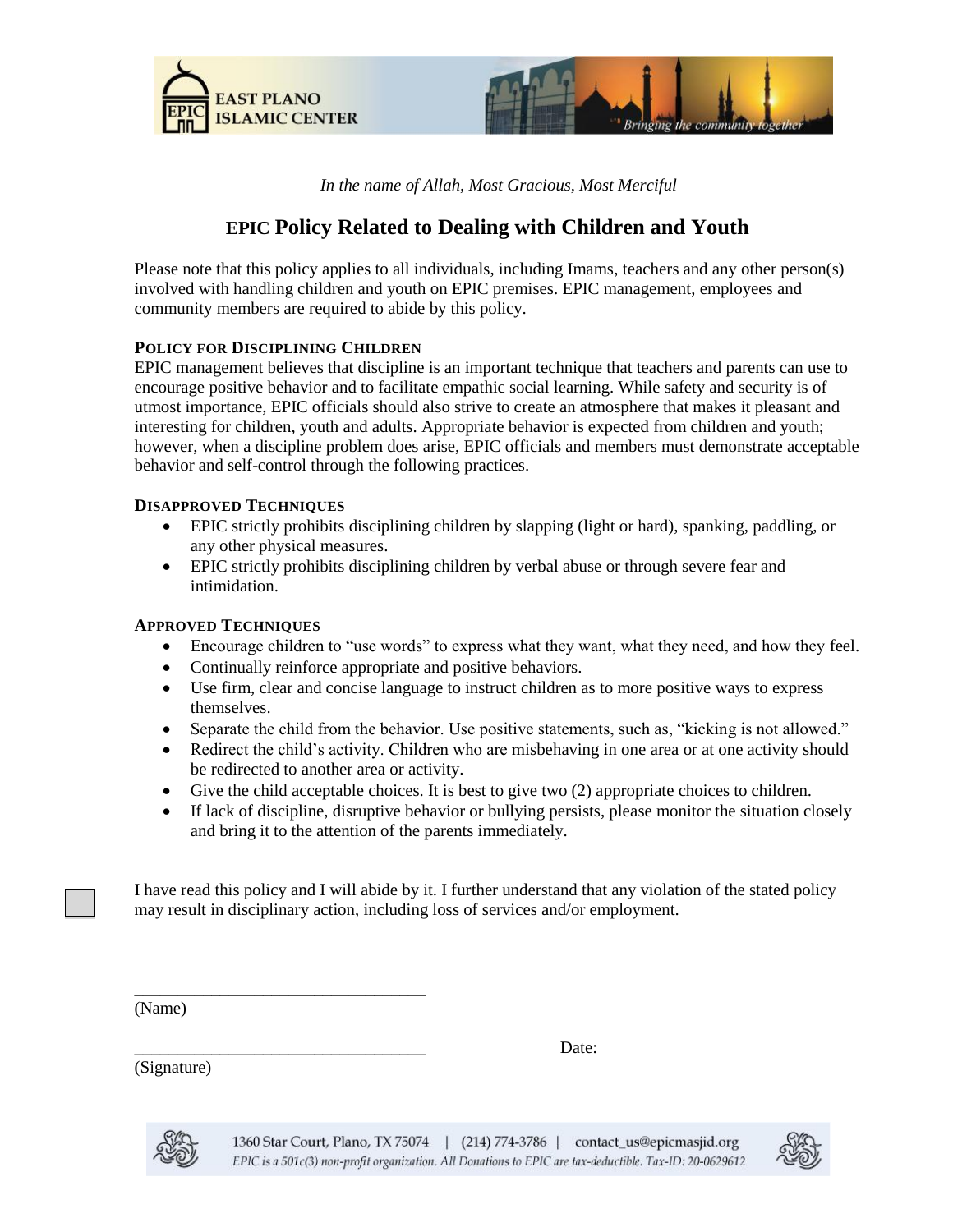EAST PLANO ISLAMIC CENTER

*Bringing the community together*

*In the name of Allah, Most Gracious, Most Merciful*

# EPIC Policy Related to Dealing with Children and Youth

Please note that this policy applies to all individuals, including Imams, teachers and any other person(s) involved with handling children and youth on EPIC premises. EPIC management, employees and community members are required to abide by this policy.

## Policy for Disciplining Children

EPIC management believes that discipline is an important technique that teachers and parents can use to encourage positive behavior and to facilitate empathic social learning. While safety and security is of utmost importance, EPIC officials should also strive to create an atmosphere that makes it pleasant and interesting for children, youth and adults. Appropriate behavior is expected from children and youth; however, when a discipline problem does arise, EPIC officials and members must demonstrate acceptable behavior and self-control through the following practices.

## Disapproved Techniques

- EPIC strictly prohibits disciplining children by slapping (light or hard), spanking, paddling, or any other physical measures.
- EPIC strictly prohibits disciplining children by verbal abuse or through severe fear and intimidation.

## Approved Techniques

- Encourage children to "use words" to express what they want, what they need, and how they feel.
- Continually reinforce appropriate and positive behaviors.
- Use firm, clear and concise language to instruct children as to more positive ways to express themselves.
- Separate the child from the behavior. Use positive statements, such as, "kicking is not allowed."
- Redirect the child's activity. Children who are misbehaving in one area or at one activity should be redirected to another area or activity.
- Give the child acceptable choices. It is best to give two (2) appropriate choices to children.
- If lack of discipline, disruptive behavior or bullying persists, please monitor the situation closely and bring it to the attention of the parents immediately.

☐ I have read this policy and I will abide by it. I further understand that any violation of the stated policy may result in disciplinary action, including loss of services and/or employment.

\_\_\_\_\_\_\_\_\_\_\_\_\_\_\_\_\_\_\_\_\_\_\_\_\_\_\_\_\_\_\_\_\_\_

(Name)

\_\_\_\_\_\_\_\_\_\_\_\_\_\_\_\_\_\_\_\_\_\_\_\_\_\_\_\_\_\_\_\_\_\_ Date:

(Signature)

1360 Star Court, Plano, TX 75074 | (214) 774-3786 | contact_us@epicmasjid.org

*EPIC is a 501c(3) non-profit organization. All Donations to EPIC are tax-deductible. Tax-ID: 20-0629612*